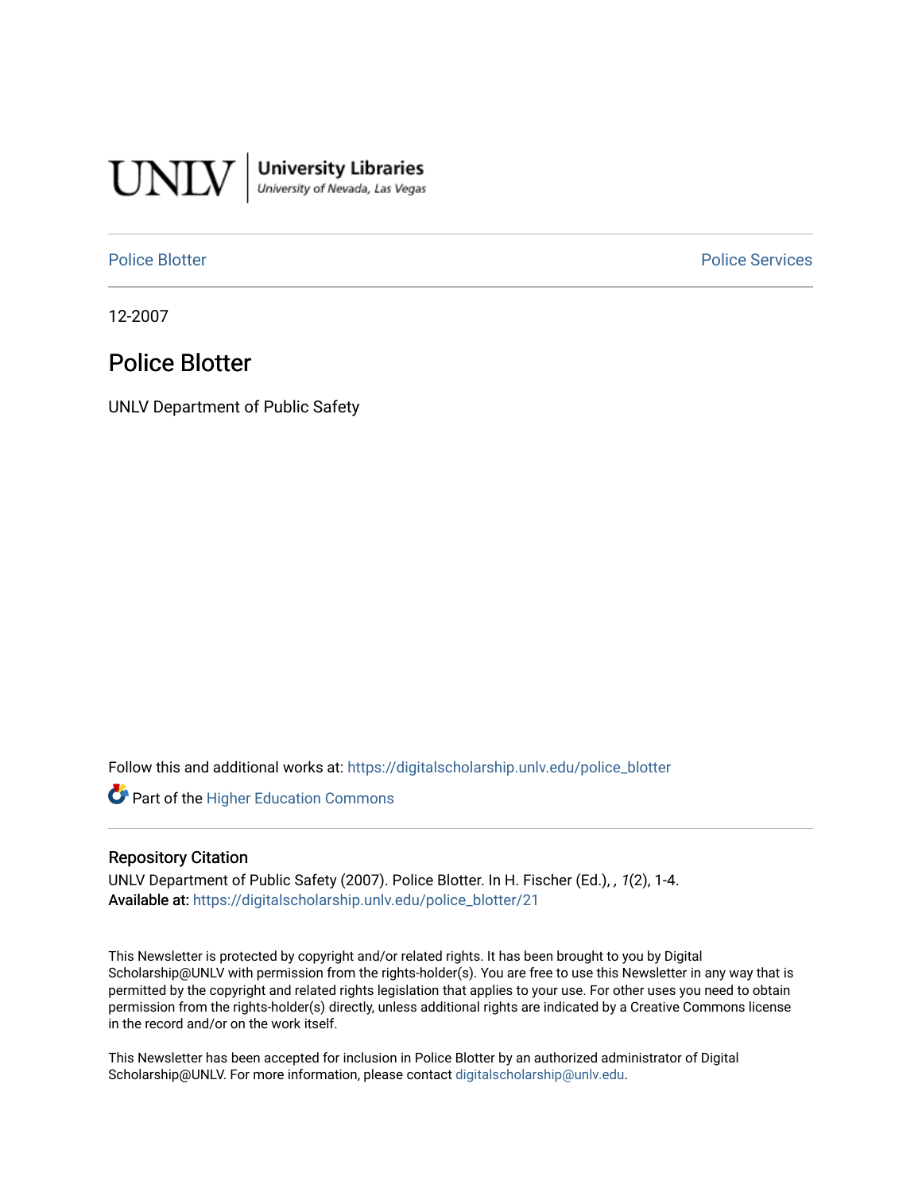UNLV | University Libraries
University of Nevada, Las Vegas

Police Blotter | Police Services

12-2007

# Police Blotter

UNLV Department of Public Safety

Follow this and additional works at: https://digitalscholarship.unlv.edu/police_blotter

Part of the Higher Education Commons

## Repository Citation

UNLV Department of Public Safety (2007). Police Blotter. In H. Fischer (Ed.), , *1*(2), 1-4.
**Available at:** https://digitalscholarship.unlv.edu/police_blotter/21

This Newsletter is protected by copyright and/or related rights. It has been brought to you by Digital Scholarship@UNLV with permission from the rights-holder(s). You are free to use this Newsletter in any way that is permitted by the copyright and related rights legislation that applies to your use. For other uses you need to obtain permission from the rights-holder(s) directly, unless additional rights are indicated by a Creative Commons license in the record and/or on the work itself.

This Newsletter has been accepted for inclusion in Police Blotter by an authorized administrator of Digital Scholarship@UNLV. For more information, please contact digitalscholarship@unlv.edu.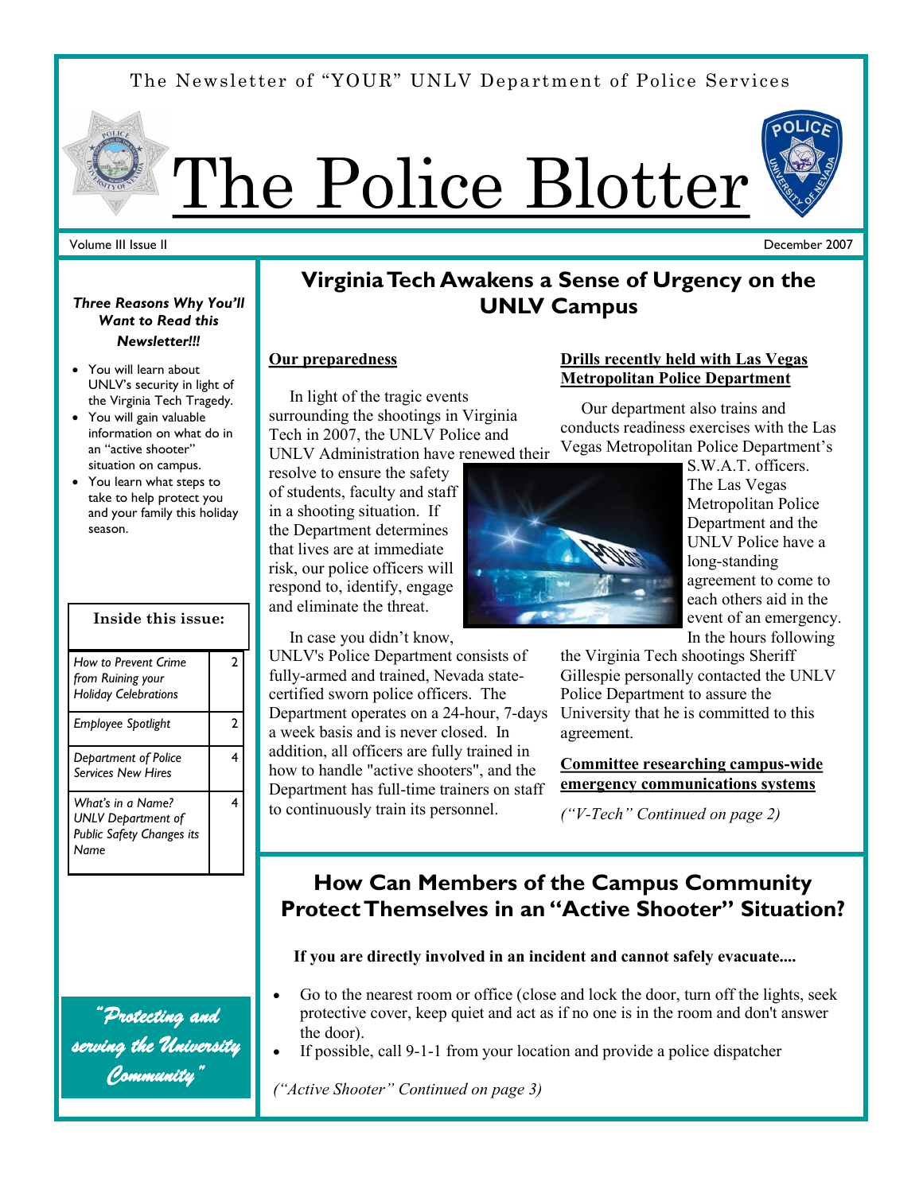The Newsletter of "YOUR" UNLV Department of Police Services

# The Police Blotter

Volume III Issue II

December 2007

***Three Reasons Why You'll Want to Read this Newsletter!!!***

- You will learn about UNLV's security in light of the Virginia Tech Tragedy.
- You will gain valuable information on what do in an "active shooter" situation on campus.
- You learn what steps to take to help protect you and your family this holiday season.

| Inside this issue: | |
|---|---|
| *How to Prevent Crime from Ruining your Holiday Celebrations* | 2 |
| *Employee Spotlight* | 2 |
| *Department of Police Services New Hires* | 4 |
| *What's in a Name? UNLV Department of Public Safety Changes its Name* | 4 |

*"Protecting and serving the University Community"*

## Virginia Tech Awakens a Sense of Urgency on the UNLV Campus

**Our preparedness**

In light of the tragic events surrounding the shootings in Virginia Tech in 2007, the UNLV Police and UNLV Administration have renewed their resolve to ensure the safety of students, faculty and staff in a shooting situation. If the Department determines that lives are at immediate risk, our police officers will respond to, identify, engage and eliminate the threat.

In case you didn't know, UNLV's Police Department consists of fully-armed and trained, Nevada state-certified sworn police officers. The Department operates on a 24-hour, 7-days a week basis and is never closed. In addition, all officers are fully trained in how to handle "active shooters", and the Department has full-time trainers on staff to continuously train its personnel.

**Drills recently held with Las Vegas Metropolitan Police Department**

Our department also trains and conducts readiness exercises with the Las Vegas Metropolitan Police Department's S.W.A.T. officers. The Las Vegas Metropolitan Police Department and the UNLV Police have a long-standing agreement to come to each others aid in the event of an emergency. In the hours following the Virginia Tech shootings Sheriff Gillespie personally contacted the UNLV Police Department to assure the University that he is committed to this agreement.

**Committee researching campus-wide emergency communications systems**

*("V-Tech" Continued on page 2)*

## How Can Members of the Campus Community Protect Themselves in an "Active Shooter" Situation?

**If you are directly involved in an incident and cannot safely evacuate....**

- Go to the nearest room or office (close and lock the door, turn off the lights, seek protective cover, keep quiet and act as if no one is in the room and don't answer the door).
- If possible, call 9-1-1 from your location and provide a police dispatcher

*("Active Shooter" Continued on page 3)*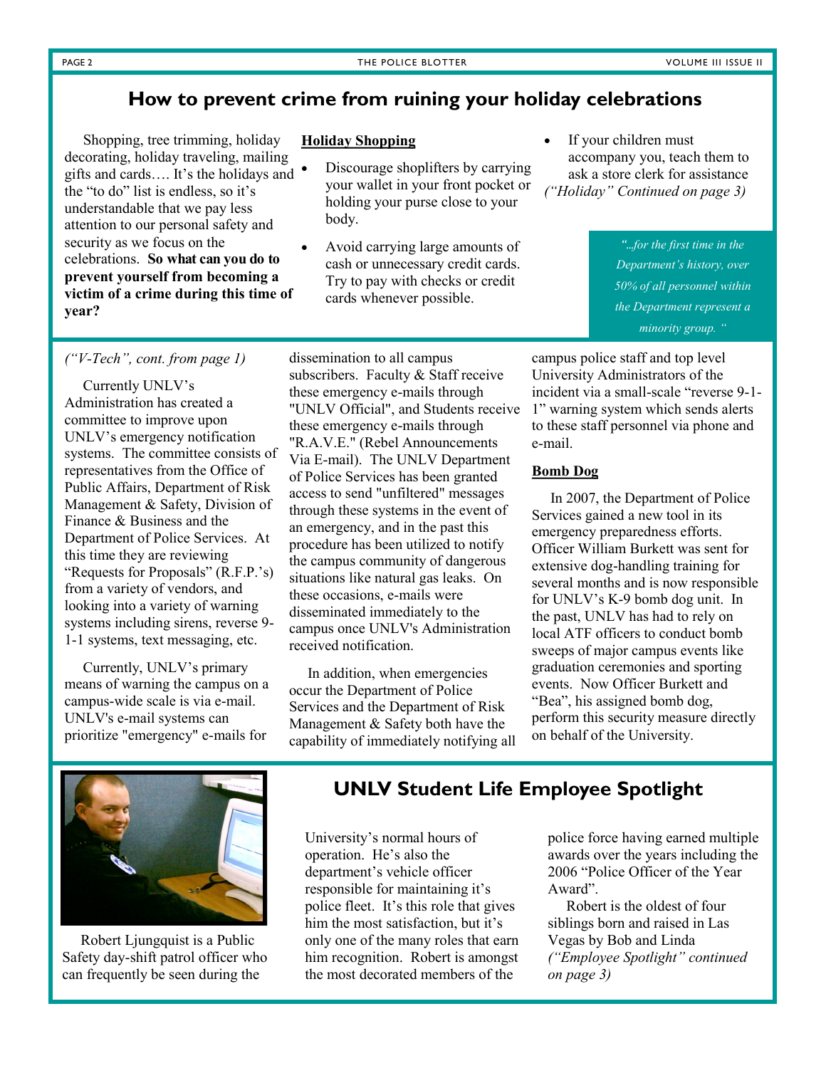## How to prevent crime from ruining your holiday celebrations

Shopping, tree trimming, holiday decorating, holiday traveling, mailing gifts and cards…. It's the holidays and the "to do" list is endless, so it's understandable that we pay less attention to our personal safety and security as we focus on the celebrations. **So what can you do to prevent yourself from becoming a victim of a crime during this time of year?**

**Holiday Shopping**

- Discourage shoplifters by carrying your wallet in your front pocket or holding your purse close to your body.
- Avoid carrying large amounts of cash or unnecessary credit cards. Try to pay with checks or credit cards whenever possible.
- If your children must accompany you, teach them to ask a store clerk for assistance

*("Holiday" Continued on page 3)*

*"...for the first time in the Department's history, over 50% of all personnel within the Department represent a minority group. "*

*("V-Tech", cont. from page 1)*

Currently UNLV's Administration has created a committee to improve upon UNLV's emergency notification systems. The committee consists of representatives from the Office of Public Affairs, Department of Risk Management & Safety, Division of Finance & Business and the Department of Police Services. At this time they are reviewing "Requests for Proposals" (R.F.P.'s) from a variety of vendors, and looking into a variety of warning systems including sirens, reverse 9-1-1 systems, text messaging, etc.

Currently, UNLV's primary means of warning the campus on a campus-wide scale is via e-mail. UNLV's e-mail systems can prioritize "emergency" e-mails for dissemination to all campus subscribers. Faculty & Staff receive these emergency e-mails through "UNLV Official", and Students receive these emergency e-mails through "R.A.V.E." (Rebel Announcements Via E-mail). The UNLV Department of Police Services has been granted access to send "unfiltered" messages through these systems in the event of an emergency, and in the past this procedure has been utilized to notify the campus community of dangerous situations like natural gas leaks. On these occasions, e-mails were disseminated immediately to the campus once UNLV's Administration received notification.

In addition, when emergencies occur the Department of Police Services and the Department of Risk Management & Safety both have the capability of immediately notifying all campus police staff and top level University Administrators of the incident via a small-scale "reverse 9-1-1" warning system which sends alerts to these staff personnel via phone and e-mail.

**Bomb Dog**

In 2007, the Department of Police Services gained a new tool in its emergency preparedness efforts. Officer William Burkett was sent for extensive dog-handling training for several months and is now responsible for UNLV's K-9 bomb dog unit. In the past, UNLV has had to rely on local ATF officers to conduct bomb sweeps of major campus events like graduation ceremonies and sporting events. Now Officer Burkett and "Bea", his assigned bomb dog, perform this security measure directly on behalf of the University.

## UNLV Student Life Employee Spotlight

Robert Ljungquist is a Public Safety day-shift patrol officer who can frequently be seen during the University's normal hours of operation. He's also the department's vehicle officer responsible for maintaining it's police fleet. It's this role that gives him the most satisfaction, but it's only one of the many roles that earn him recognition. Robert is amongst the most decorated members of the police force having earned multiple awards over the years including the 2006 "Police Officer of the Year Award".

Robert is the oldest of four siblings born and raised in Las Vegas by Bob and Linda *("Employee Spotlight" continued on page 3)*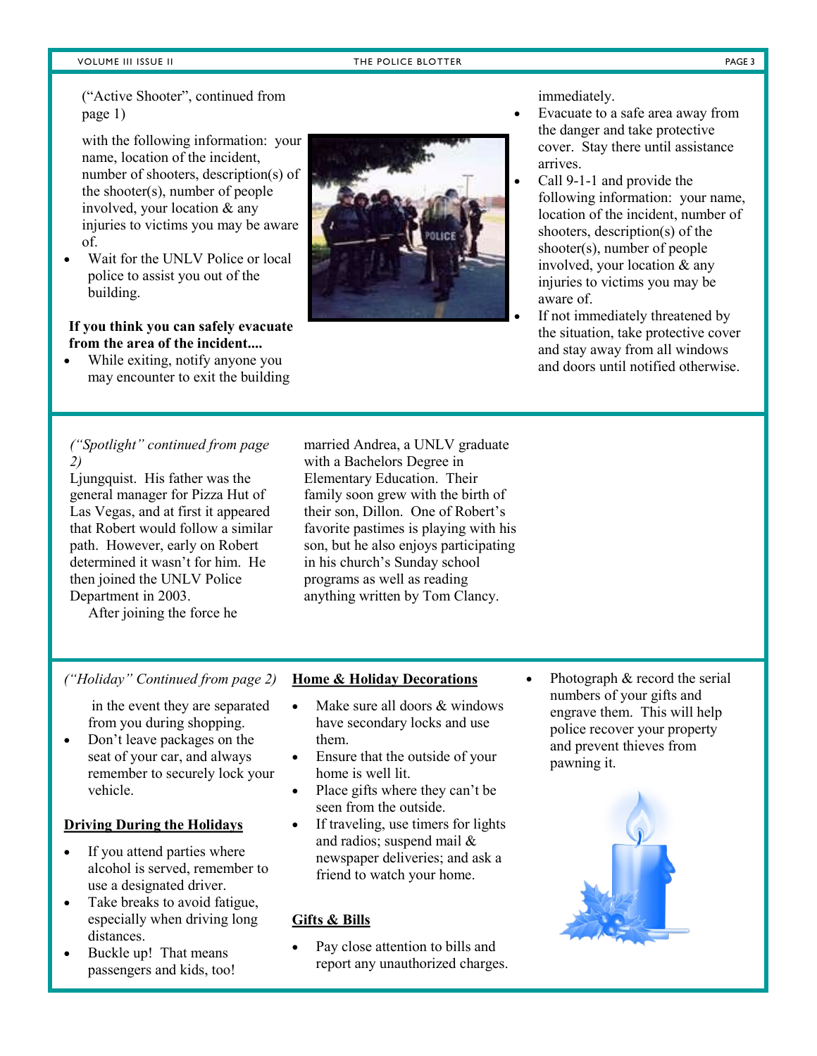("Active Shooter", continued from page 1)

with the following information: your name, location of the incident, number of shooters, description(s) of the shooter(s), number of people involved, your location & any injuries to victims you may be aware of.

- Wait for the UNLV Police or local police to assist you out of the building.

**If you think you can safely evacuate from the area of the incident....**

- While exiting, notify anyone you may encounter to exit the building immediately.
- Evacuate to a safe area away from the danger and take protective cover. Stay there until assistance arrives.
- Call 9-1-1 and provide the following information: your name, location of the incident, number of shooters, description(s) of the shooter(s), number of people involved, your location & any injuries to victims you may be aware of.
- If not immediately threatened by the situation, take protective cover and stay away from all windows and doors until notified otherwise.

*("Spotlight" continued from page 2)*

Ljungquist. His father was the general manager for Pizza Hut of Las Vegas, and at first it appeared that Robert would follow a similar path. However, early on Robert determined it wasn't for him. He then joined the UNLV Police Department in 2003.

After joining the force he married Andrea, a UNLV graduate with a Bachelors Degree in Elementary Education. Their family soon grew with the birth of their son, Dillon. One of Robert's favorite pastimes is playing with his son, but he also enjoys participating in his church's Sunday school programs as well as reading anything written by Tom Clancy.

*("Holiday" Continued from page 2)*

in the event they are separated from you during shopping.

- Don't leave packages on the seat of your car, and always remember to securely lock your vehicle.

**Driving During the Holidays**

- If you attend parties where alcohol is served, remember to use a designated driver.
- Take breaks to avoid fatigue, especially when driving long distances.
- Buckle up! That means passengers and kids, too!

**Home & Holiday Decorations**

- Make sure all doors & windows have secondary locks and use them.
- Ensure that the outside of your home is well lit.
- Place gifts where they can't be seen from the outside.
- If traveling, use timers for lights and radios; suspend mail & newspaper deliveries; and ask a friend to watch your home.

**Gifts & Bills**

- Pay close attention to bills and report any unauthorized charges.
- Photograph & record the serial numbers of your gifts and engrave them. This will help police recover your property and prevent thieves from pawning it.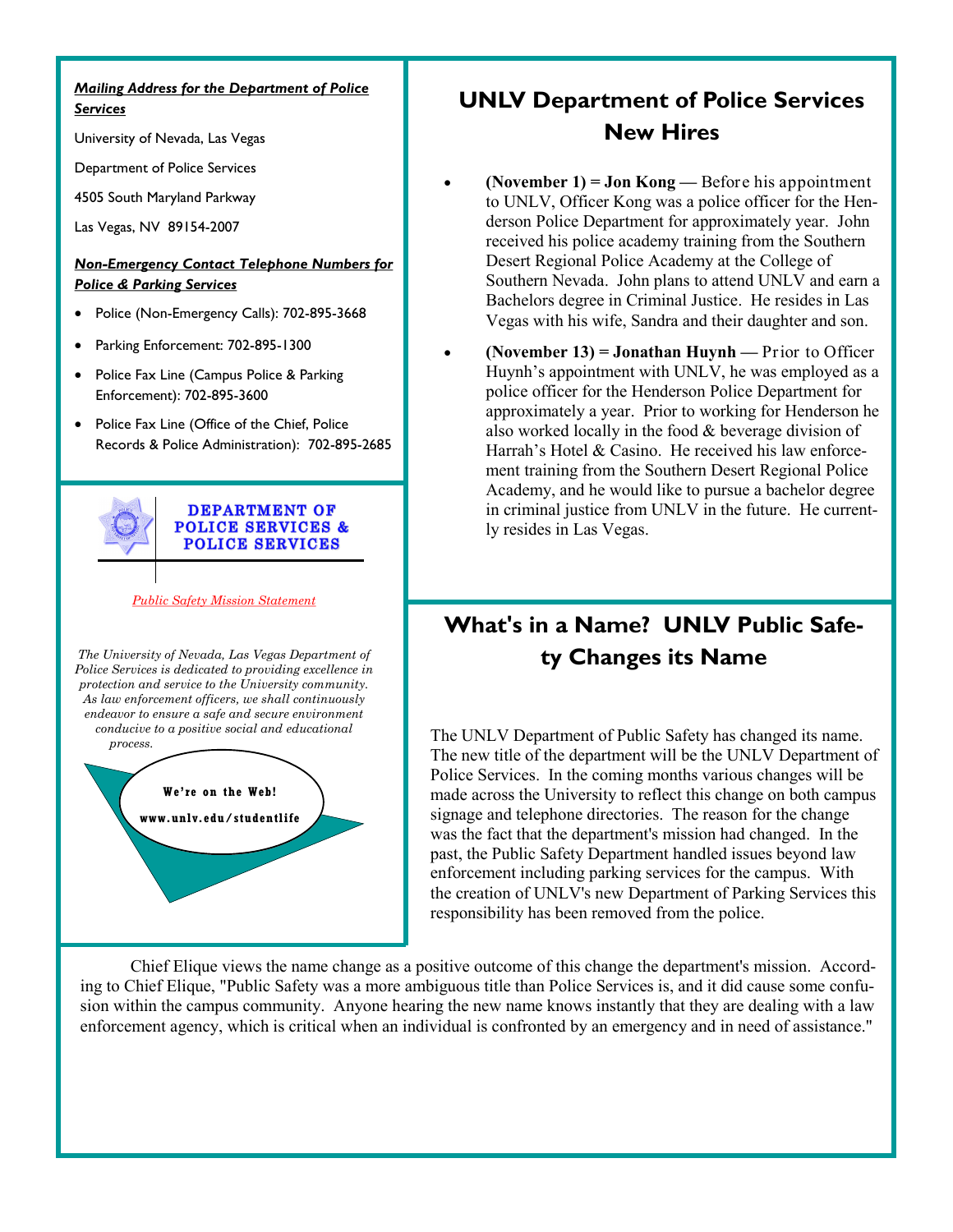***Mailing Address for the Department of Police Services***

University of Nevada, Las Vegas

Department of Police Services

4505 South Maryland Parkway

Las Vegas, NV 89154-2007

***Non-Emergency Contact Telephone Numbers for Police & Parking Services***

- Police (Non-Emergency Calls): 702-895-3668
- Parking Enforcement: 702-895-1300
- Police Fax Line (Campus Police & Parking Enforcement): 702-895-3600
- Police Fax Line (Office of the Chief, Police Records & Police Administration): 702-895-2685

**DEPARTMENT OF POLICE SERVICES & POLICE SERVICES**

Public Safety Mission Statement

*The University of Nevada, Las Vegas Department of Police Services is dedicated to providing excellence in protection and service to the University community. As law enforcement officers, we shall continuously endeavor to ensure a safe and secure environment conducive to a positive social and educational process.*

**We're on the Web!**

**www.unlv.edu/studentlife**

## UNLV Department of Police Services New Hires

- **(November 1) = Jon Kong —** Before his appointment to UNLV, Officer Kong was a police officer for the Henderson Police Department for approximately year. John received his police academy training from the Southern Desert Regional Police Academy at the College of Southern Nevada. John plans to attend UNLV and earn a Bachelors degree in Criminal Justice. He resides in Las Vegas with his wife, Sandra and their daughter and son.
- **(November 13) = Jonathan Huynh —** Prior to Officer Huynh's appointment with UNLV, he was employed as a police officer for the Henderson Police Department for approximately a year. Prior to working for Henderson he also worked locally in the food & beverage division of Harrah's Hotel & Casino. He received his law enforcement training from the Southern Desert Regional Police Academy, and he would like to pursue a bachelor degree in criminal justice from UNLV in the future. He currently resides in Las Vegas.

## What's in a Name? UNLV Public Safety Changes its Name

The UNLV Department of Public Safety has changed its name. The new title of the department will be the UNLV Department of Police Services. In the coming months various changes will be made across the University to reflect this change on both campus signage and telephone directories. The reason for the change was the fact that the department's mission had changed. In the past, the Public Safety Department handled issues beyond law enforcement including parking services for the campus. With the creation of UNLV's new Department of Parking Services this responsibility has been removed from the police.

Chief Elique views the name change as a positive outcome of this change the department's mission. According to Chief Elique, "Public Safety was a more ambiguous title than Police Services is, and it did cause some confusion within the campus community. Anyone hearing the new name knows instantly that they are dealing with a law enforcement agency, which is critical when an individual is confronted by an emergency and in need of assistance."